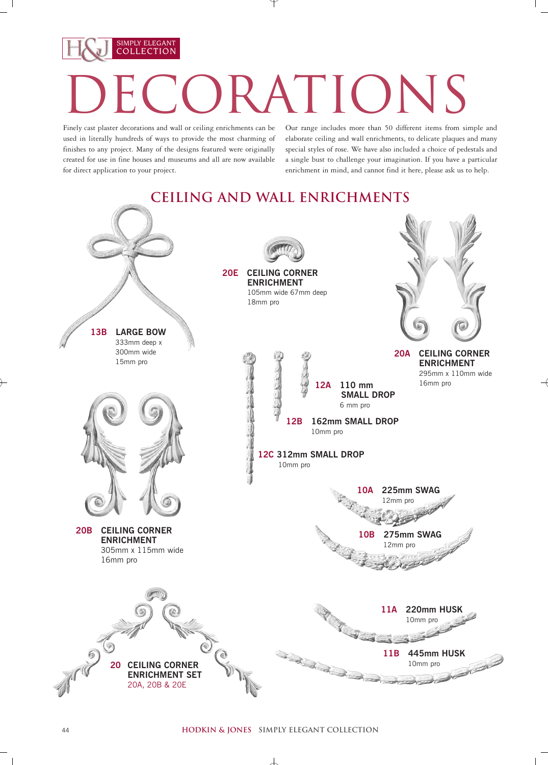H&J SIMPLY ELEGANT COLLECTION

# DECORATIONS

Finely cast plaster decorations and wall or ceiling enrichments can be used in literally hundreds of ways to provide the most charming of finishes to any project. Many of the designs featured were originally created for use in fine houses and museums and all are now available for direct application to your project.

Our range includes more than 50 different items from simple and elaborate ceiling and wall enrichments, to delicate plaques and many special styles of rose. We have also included a choice of pedestals and a single bust to challenge your imagination. If you have a particular enrichment in mind, and cannot find it here, please ask us to help.

## CEILING AND WALL ENRICHMENTS

**13B LARGE BOW**
333mm deep x
300mm wide
15mm pro

**20E CEILING CORNER ENRICHMENT**
105mm wide 67mm deep
18mm pro

**20A CEILING CORNER ENRICHMENT**
295mm x 110mm wide
16mm pro

**12A 110 mm SMALL DROP**
6 mm pro

**12B 162mm SMALL DROP**
10mm pro

**12C 312mm SMALL DROP**
10mm pro

**20B CEILING CORNER ENRICHMENT**
305mm x 115mm wide
16mm pro

**10A 225mm SWAG**
12mm pro

**10B 275mm SWAG**
12mm pro

**20 CEILING CORNER ENRICHMENT SET**
20A, 20B & 20E

**11A 220mm HUSK**
10mm pro

**11B 445mm HUSK**
10mm pro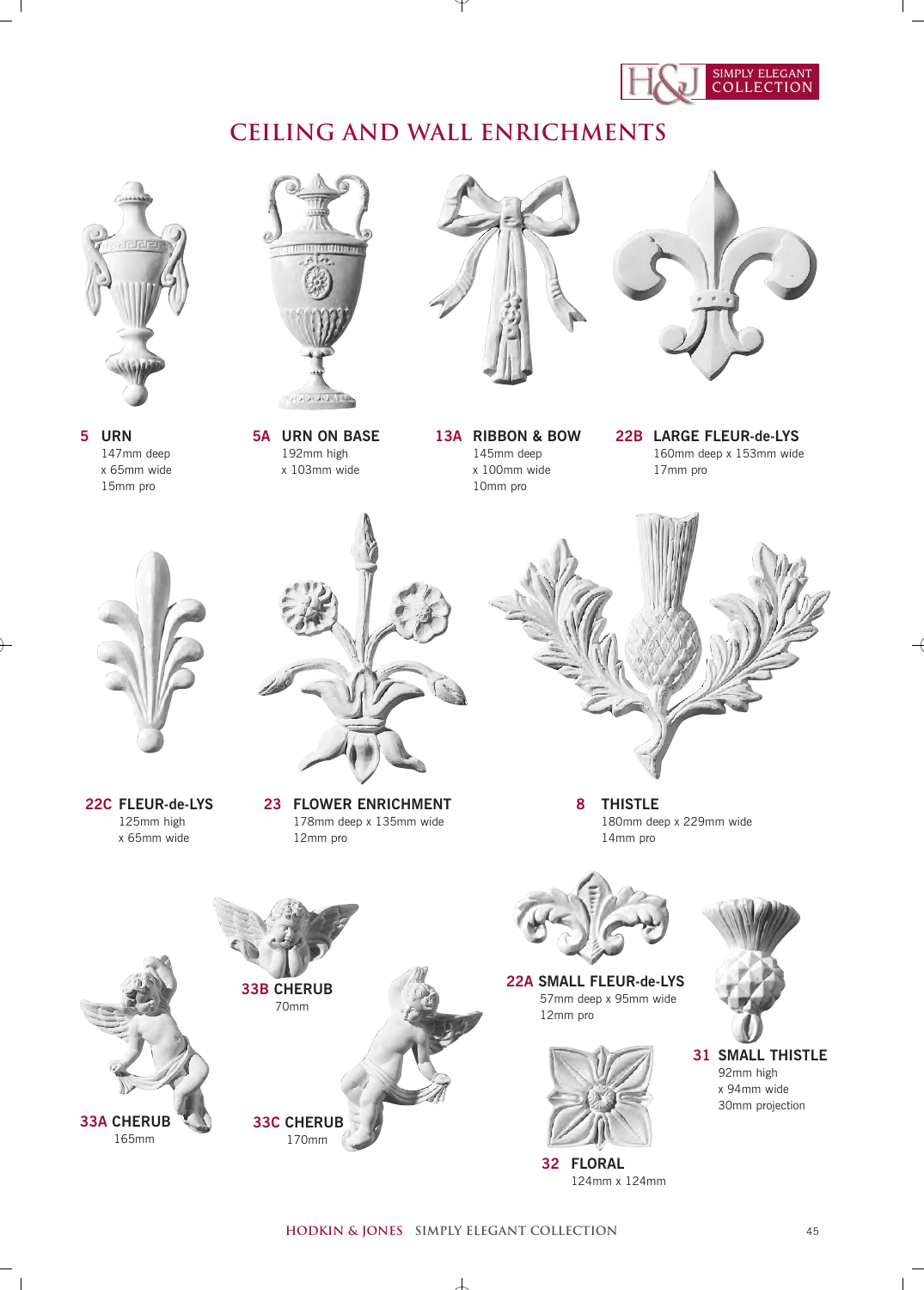# CEILING AND WALL ENRICHMENTS

**5 URN**
147mm deep
x 65mm wide
15mm pro

**5A URN ON BASE**
192mm high
x 103mm wide

**13A RIBBON & BOW**
145mm deep
x 100mm wide
10mm pro

**22B LARGE FLEUR-de-LYS**
160mm deep x 153mm wide
17mm pro

**22C FLEUR-de-LYS**
125mm high
x 65mm wide

**23 FLOWER ENRICHMENT**
178mm deep x 135mm wide
12mm pro

**8 THISTLE**
180mm deep x 229mm wide
14mm pro

**33A CHERUB**
165mm

**33B CHERUB**
70mm

**33C CHERUB**
170mm

**22A SMALL FLEUR-de-LYS**
57mm deep x 95mm wide
12mm pro

**31 SMALL THISTLE**
92mm high
x 94mm wide
30mm projection

**32 FLORAL**
124mm x 124mm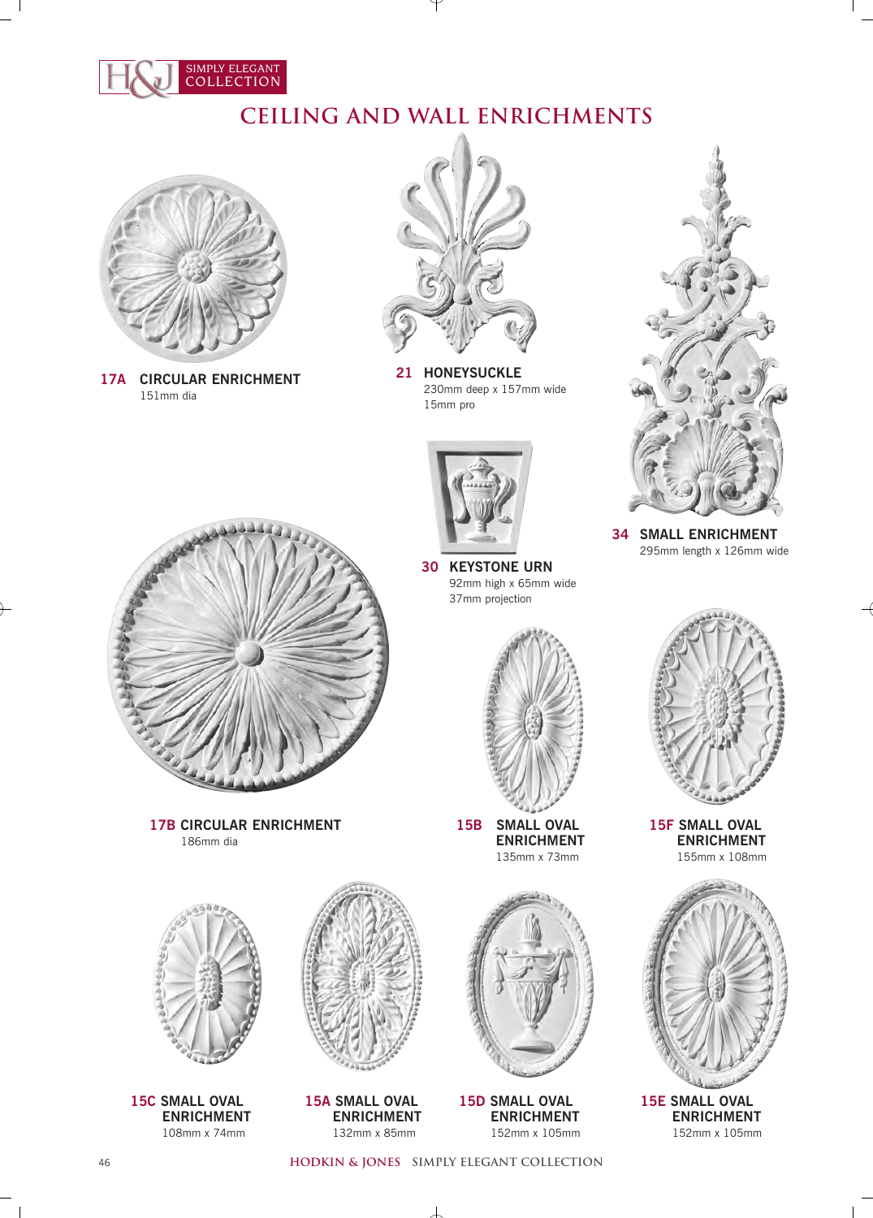SIMPLY ELEGANT COLLECTION

# CEILING AND WALL ENRICHMENTS

**17A CIRCULAR ENRICHMENT**
151mm dia

**21 HONEYSUCKLE**
230mm deep x 157mm wide
15mm pro

**34 SMALL ENRICHMENT**
295mm length x 126mm wide

**30 KEYSTONE URN**
92mm high x 65mm wide
37mm projection

**17B CIRCULAR ENRICHMENT**
186mm dia

**15B SMALL OVAL ENRICHMENT**
135mm x 73mm

**15F SMALL OVAL ENRICHMENT**
155mm x 108mm

**15C SMALL OVAL ENRICHMENT**
108mm x 74mm

**15A SMALL OVAL ENRICHMENT**
132mm x 85mm

**15D SMALL OVAL ENRICHMENT**
152mm x 105mm

**15E SMALL OVAL ENRICHMENT**
152mm x 105mm